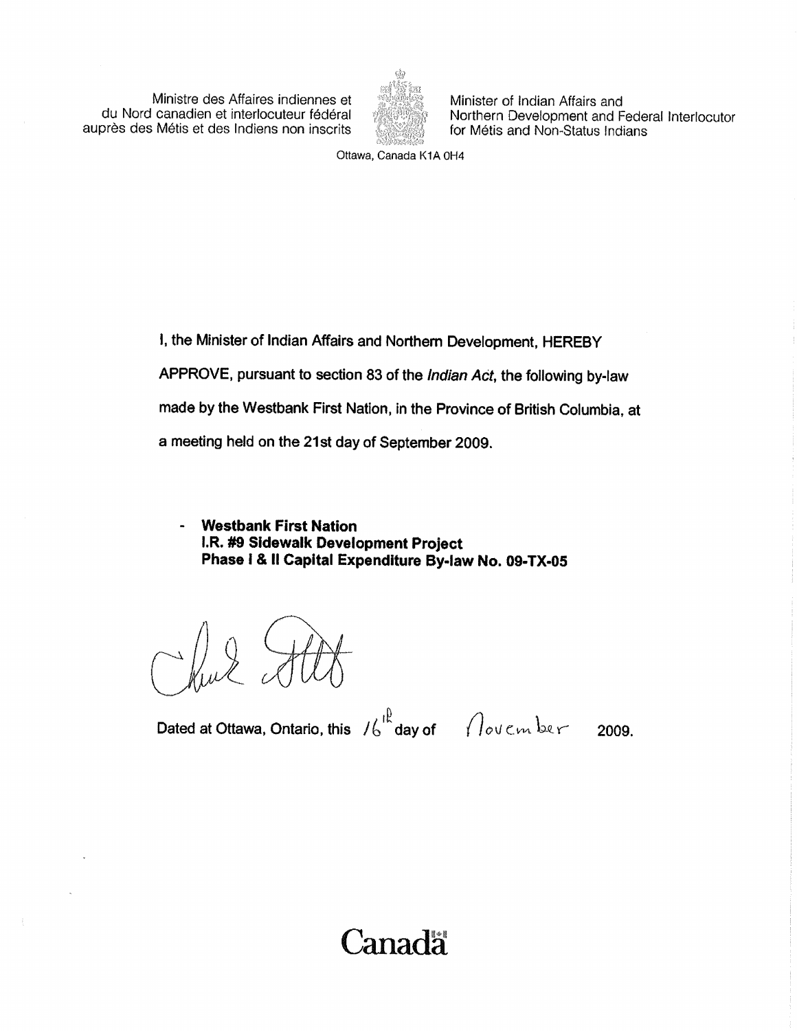Ministre des Affaires indiennes et du Nord canadien et interlocuteur fédéral auprès des Métis et des Indiens non inscrits

Minister of Indian Affairs and Northern Development and Federal Interlocutor for Métis and Non-Status Indians

Ottawa, Canada K1A 0H4

I, the Minister of Indian Affairs and Northern Development, HEREBY APPROVE, pursuant to section 83 of the *Indian Act*, the following by-law made by the Westbank First Nation, in the Province of British Columbia, at a meeting held on the 21st day of September 2009.

- **Westbank First Nation**
  **I.R. #9 Sidewalk Development Project**
  **Phase I & II Capital Expenditure By-law No. 09-TX-05**

Dated at Ottawa, Ontario, this 16th day of November 2009.

Canada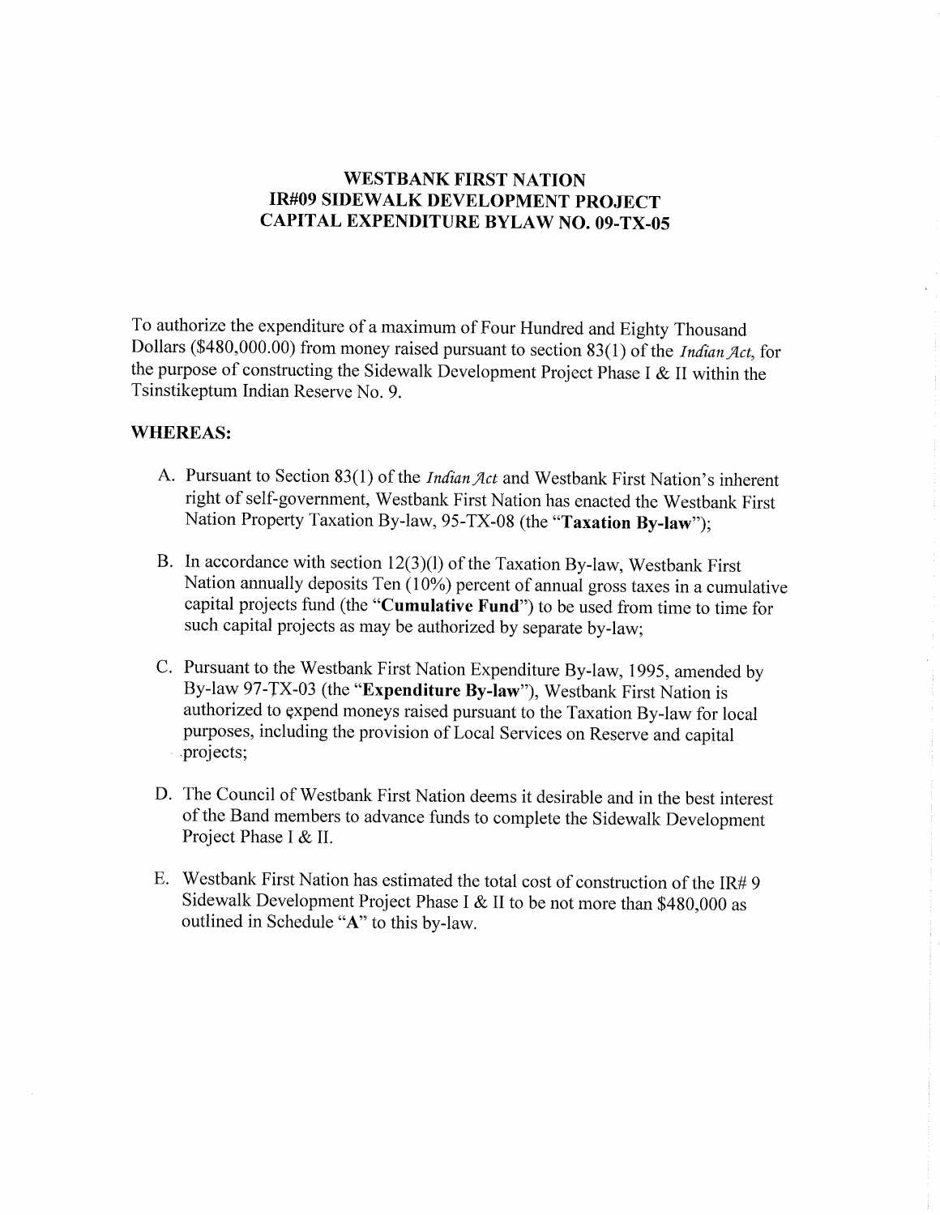# WESTBANK FIRST NATION
# IR#09 SIDEWALK DEVELOPMENT PROJECT
# CAPITAL EXPENDITURE BYLAW NO. 09-TX-05

To authorize the expenditure of a maximum of Four Hundred and Eighty Thousand Dollars ($480,000.00) from money raised pursuant to section 83(1) of the *Indian Act*, for the purpose of constructing the Sidewalk Development Project Phase I & II within the Tsinstikeptum Indian Reserve No. 9.

**WHEREAS:**

A. Pursuant to Section 83(1) of the *Indian Act* and Westbank First Nation's inherent right of self-government, Westbank First Nation has enacted the Westbank First Nation Property Taxation By-law, 95-TX-08 (the "**Taxation By-law**");

B. In accordance with section 12(3)(l) of the Taxation By-law, Westbank First Nation annually deposits Ten (10%) percent of annual gross taxes in a cumulative capital projects fund (the "**Cumulative Fund**") to be used from time to time for such capital projects as may be authorized by separate by-law;

C. Pursuant to the Westbank First Nation Expenditure By-law, 1995, amended by By-law 97-TX-03 (the "**Expenditure By-law**"), Westbank First Nation is authorized to expend moneys raised pursuant to the Taxation By-law for local purposes, including the provision of Local Services on Reserve and capital projects;

D. The Council of Westbank First Nation deems it desirable and in the best interest of the Band members to advance funds to complete the Sidewalk Development Project Phase I & II.

E. Westbank First Nation has estimated the total cost of construction of the IR# 9 Sidewalk Development Project Phase I & II to be not more than $480,000 as outlined in Schedule "**A**" to this by-law.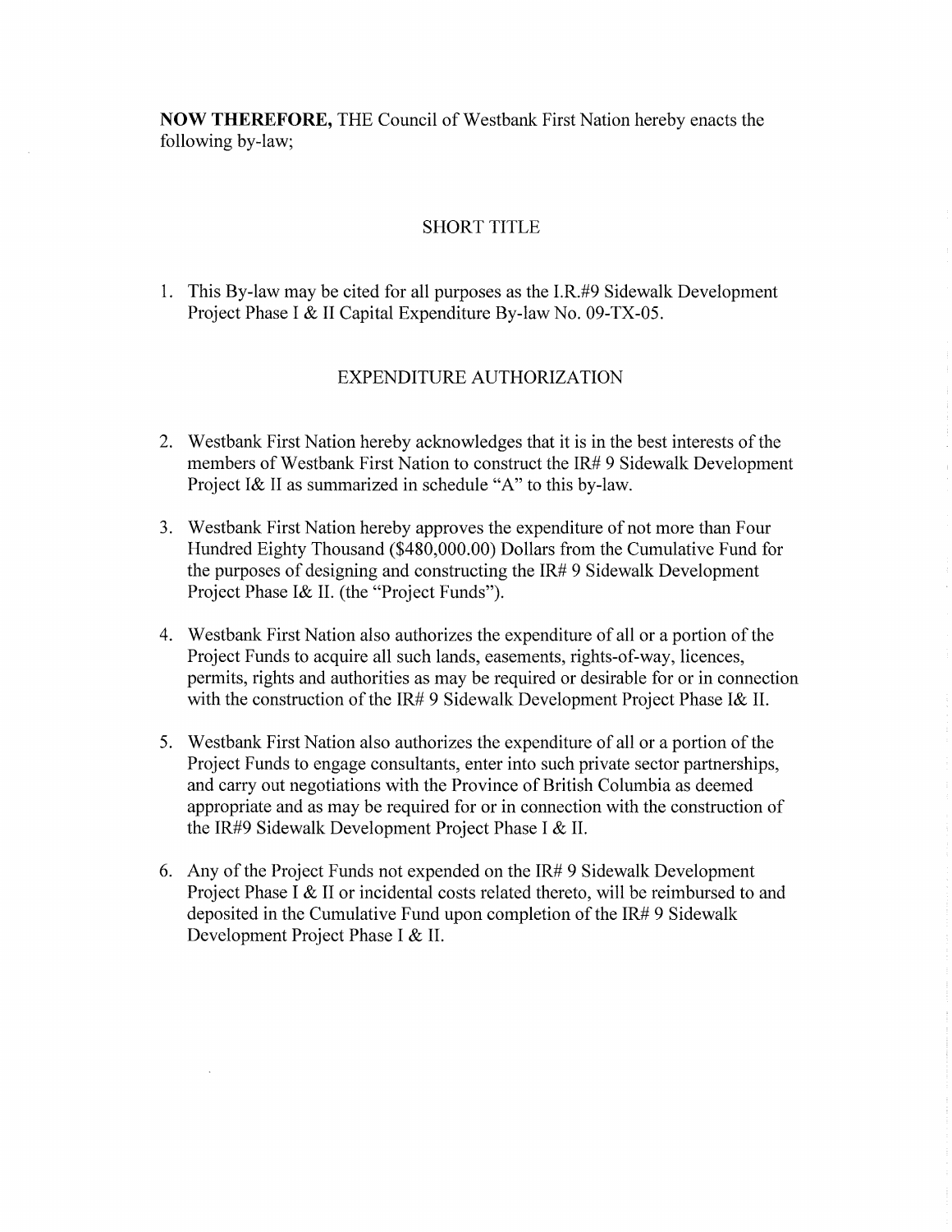**NOW THEREFORE,** THE Council of Westbank First Nation hereby enacts the following by-law;

## SHORT TITLE

1. This By-law may be cited for all purposes as the I.R.#9 Sidewalk Development Project Phase I & II Capital Expenditure By-law No. 09-TX-05.

## EXPENDITURE AUTHORIZATION

2. Westbank First Nation hereby acknowledges that it is in the best interests of the members of Westbank First Nation to construct the IR# 9 Sidewalk Development Project I& II as summarized in schedule "A" to this by-law.

3. Westbank First Nation hereby approves the expenditure of not more than Four Hundred Eighty Thousand ($480,000.00) Dollars from the Cumulative Fund for the purposes of designing and constructing the IR# 9 Sidewalk Development Project Phase I& II. (the "Project Funds").

4. Westbank First Nation also authorizes the expenditure of all or a portion of the Project Funds to acquire all such lands, easements, rights-of-way, licences, permits, rights and authorities as may be required or desirable for or in connection with the construction of the IR# 9 Sidewalk Development Project Phase I& II.

5. Westbank First Nation also authorizes the expenditure of all or a portion of the Project Funds to engage consultants, enter into such private sector partnerships, and carry out negotiations with the Province of British Columbia as deemed appropriate and as may be required for or in connection with the construction of the IR#9 Sidewalk Development Project Phase I & II.

6. Any of the Project Funds not expended on the IR# 9 Sidewalk Development Project Phase I & II or incidental costs related thereto, will be reimbursed to and deposited in the Cumulative Fund upon completion of the IR# 9 Sidewalk Development Project Phase I & II.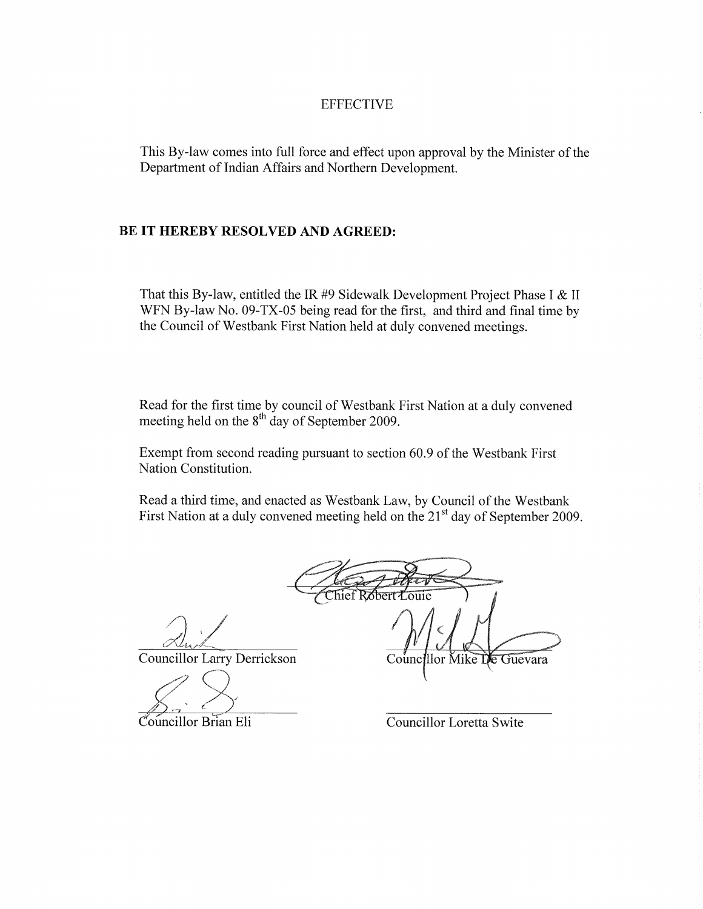EFFECTIVE

This By-law comes into full force and effect upon approval by the Minister of the Department of Indian Affairs and Northern Development.

**BE IT HEREBY RESOLVED AND AGREED:**

That this By-law, entitled the IR #9 Sidewalk Development Project Phase I & II WFN By-law No. 09-TX-05 being read for the first, and third and final time by the Council of Westbank First Nation held at duly convened meetings.

Read for the first time by council of Westbank First Nation at a duly convened meeting held on the 8th day of September 2009.

Exempt from second reading pursuant to section 60.9 of the Westbank First Nation Constitution.

Read a third time, and enacted as Westbank Law, by Council of the Westbank First Nation at a duly convened meeting held on the 21st day of September 2009.

Chief Robert Louie

Councillor Larry Derrickson

Councillor Mike De Guevara

Councillor Brian Eli

Councillor Loretta Swite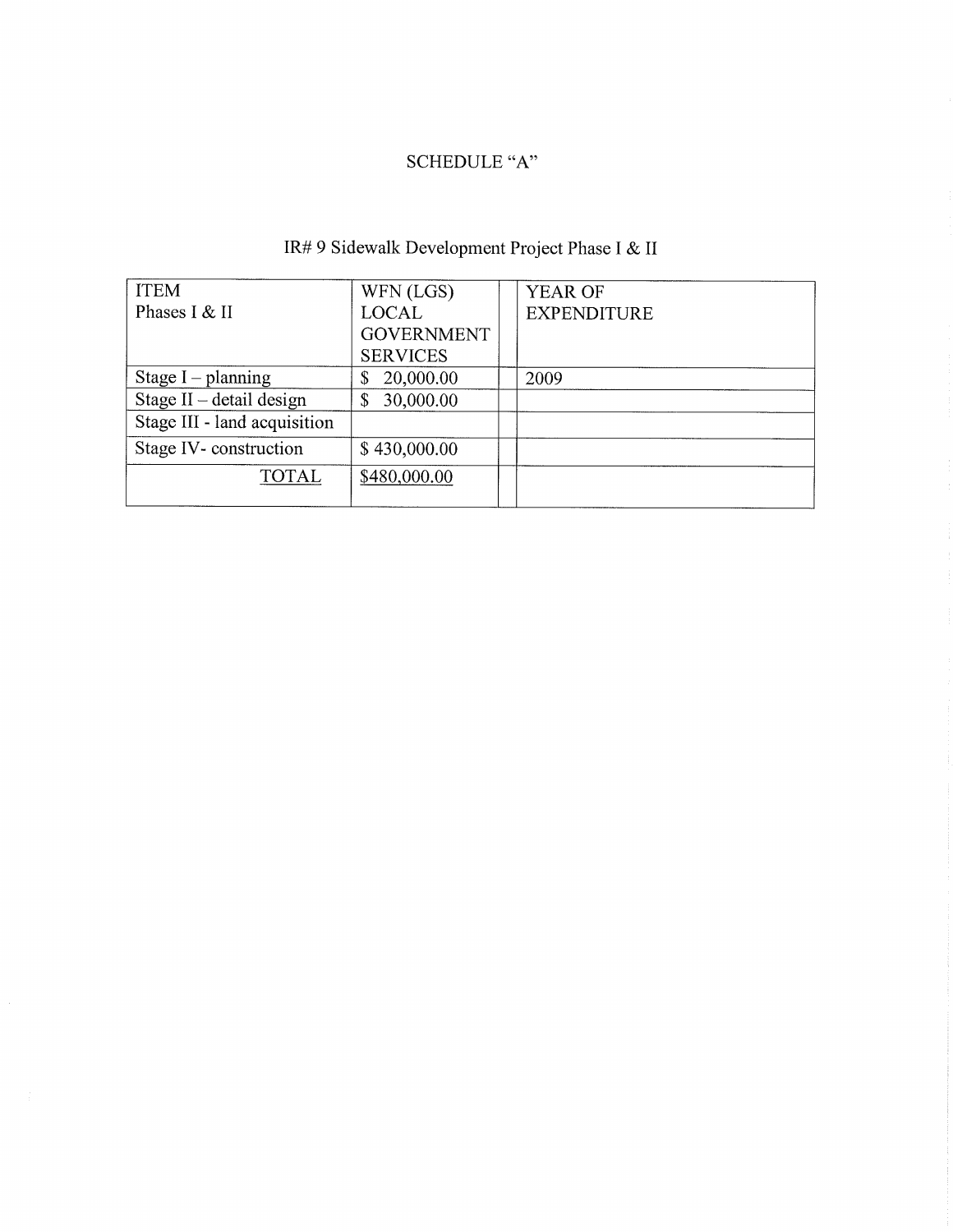# SCHEDULE "A"

## IR# 9 Sidewalk Development Project Phase I & II

| ITEM Phases I & II | WFN (LGS) LOCAL GOVERNMENT SERVICES | | YEAR OF EXPENDITURE |
|---|---|---|---|
| Stage I – planning | $ 20,000.00 | | 2009 |
| Stage II – detail design | $ 30,000.00 | | |
| Stage III - land acquisition | | | |
| Stage IV- construction | $ 430,000.00 | | |
| TOTAL | $480,000.00 | | |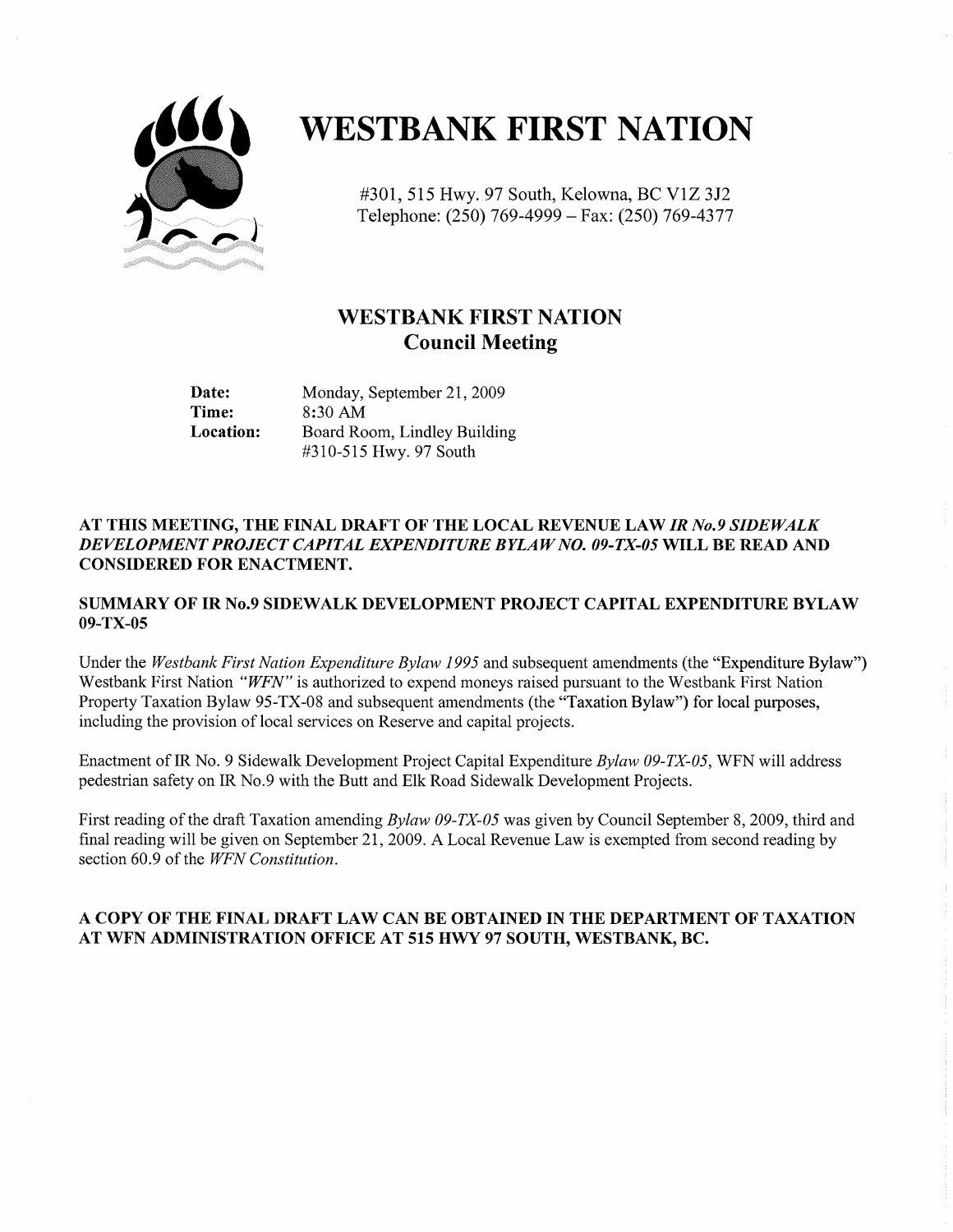# WESTBANK FIRST NATION

#301, 515 Hwy. 97 South, Kelowna, BC V1Z 3J2
Telephone: (250) 769-4999 – Fax: (250) 769-4377

## WESTBANK FIRST NATION
## Council Meeting

**Date:** Monday, September 21, 2009
**Time:** 8:30 AM
**Location:** Board Room, Lindley Building
#310-515 Hwy. 97 South

**AT THIS MEETING, THE FINAL DRAFT OF THE LOCAL REVENUE LAW *IR No.9 SIDEWALK DEVELOPMENT PROJECT CAPITAL EXPENDITURE BYLAW NO. 09-TX-05* WILL BE READ AND CONSIDERED FOR ENACTMENT.**

**SUMMARY OF IR No.9 SIDEWALK DEVELOPMENT PROJECT CAPITAL EXPENDITURE BYLAW 09-TX-05**

Under the *Westbank First Nation Expenditure Bylaw 1995* and subsequent amendments (the "Expenditure Bylaw") Westbank First Nation *"WFN"* is authorized to expend moneys raised pursuant to the Westbank First Nation Property Taxation Bylaw 95-TX-08 and subsequent amendments (the "Taxation Bylaw") for local purposes, including the provision of local services on Reserve and capital projects.

Enactment of IR No. 9 Sidewalk Development Project Capital Expenditure *Bylaw 09-TX-05*, WFN will address pedestrian safety on IR No.9 with the Butt and Elk Road Sidewalk Development Projects.

First reading of the draft Taxation amending *Bylaw 09-TX-05* was given by Council September 8, 2009, third and final reading will be given on September 21, 2009. A Local Revenue Law is exempted from second reading by section 60.9 of the *WFN Constitution*.

**A COPY OF THE FINAL DRAFT LAW CAN BE OBTAINED IN THE DEPARTMENT OF TAXATION AT WFN ADMINISTRATION OFFICE AT 515 HWY 97 SOUTH, WESTBANK, BC.**